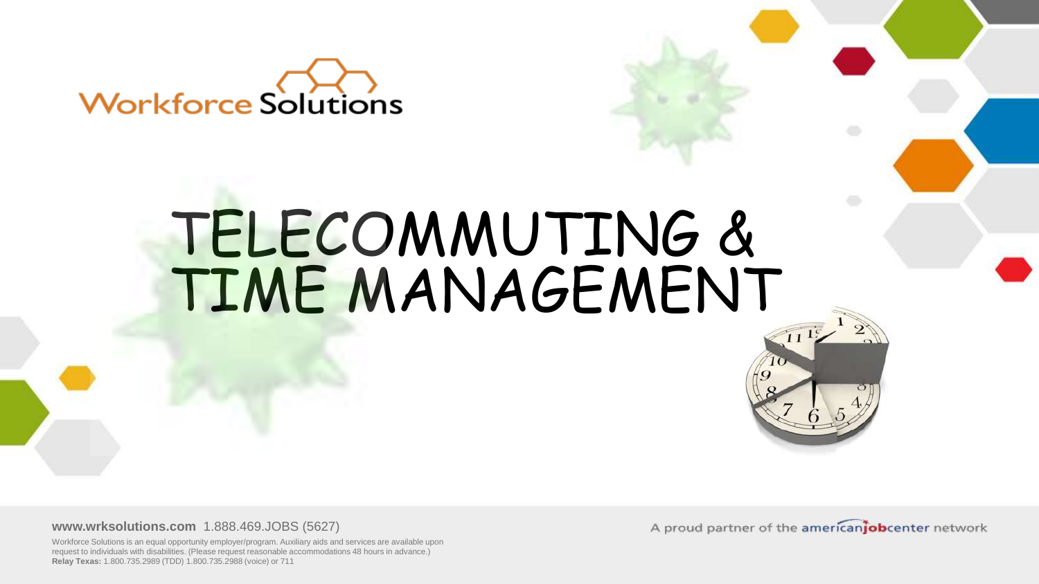Workforce Solutions

# TELECOMMUTING & TIME MANAGEMENT

**www.wrksolutions.com** 1.888.469.JOBS (5627)

Workforce Solutions is an equal opportunity employer/program. Auxiliary aids and services are available upon request to individuals with disabilities. (Please request reasonable accommodations 48 hours in advance.)
**Relay Texas:** 1.800.735.2989 (TDD) 1.800.735.2988 (voice) or 711

A proud partner of the americanjobcenter network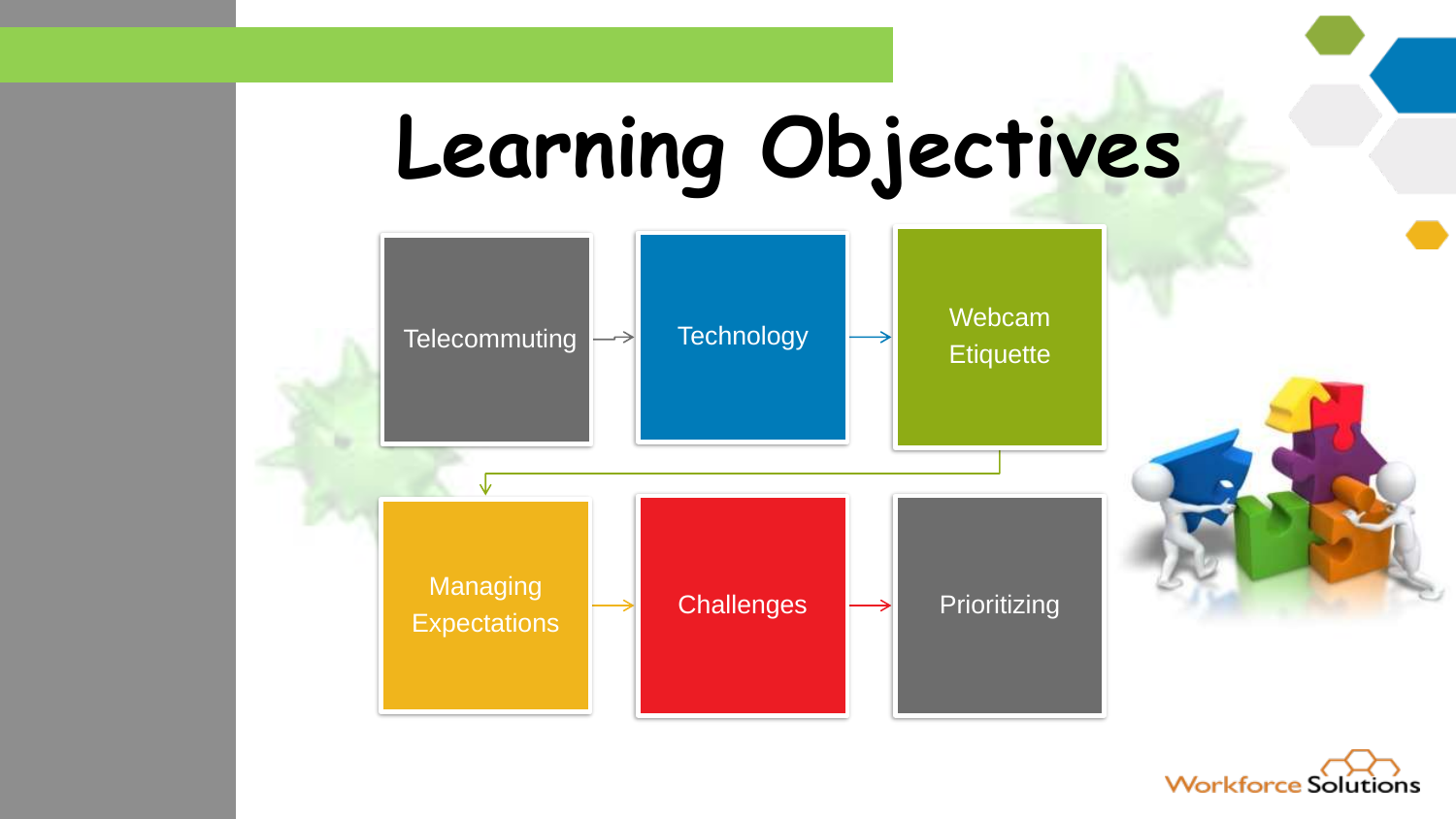# Learning Objectives

1. Telecommuting
2. Technology
3. Webcam Etiquette
4. Managing Expectations
5. Challenges
6. Prioritizing

Workforce Solutions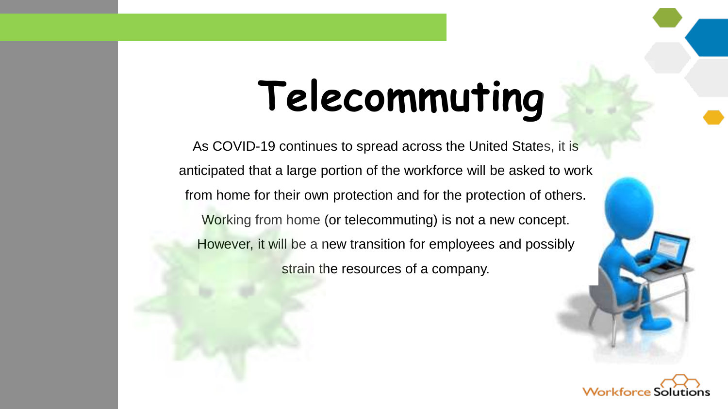# Telecommuting

As COVID-19 continues to spread across the United States, it is anticipated that a large portion of the workforce will be asked to work from home for their own protection and for the protection of others. Working from home (or telecommuting) is not a new concept. However, it will be a new transition for employees and possibly strain the resources of a company.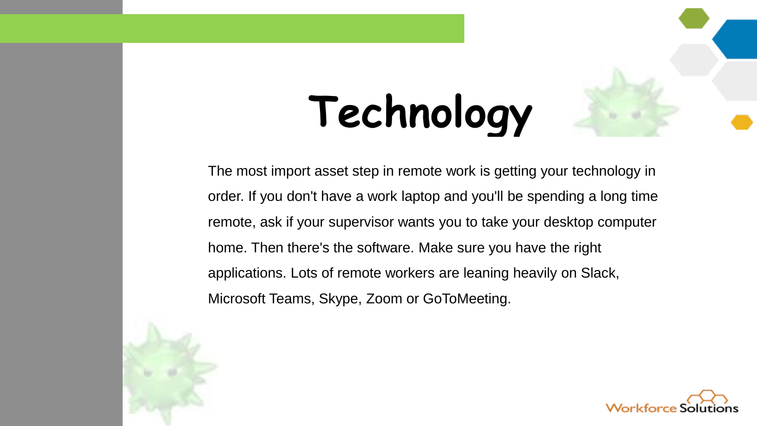# Technology

The most import asset step in remote work is getting your technology in order. If you don't have a work laptop and you'll be spending a long time remote, ask if your supervisor wants you to take your desktop computer home. Then there's the software. Make sure you have the right applications. Lots of remote workers are leaning heavily on Slack, Microsoft Teams, Skype, Zoom or GoToMeeting.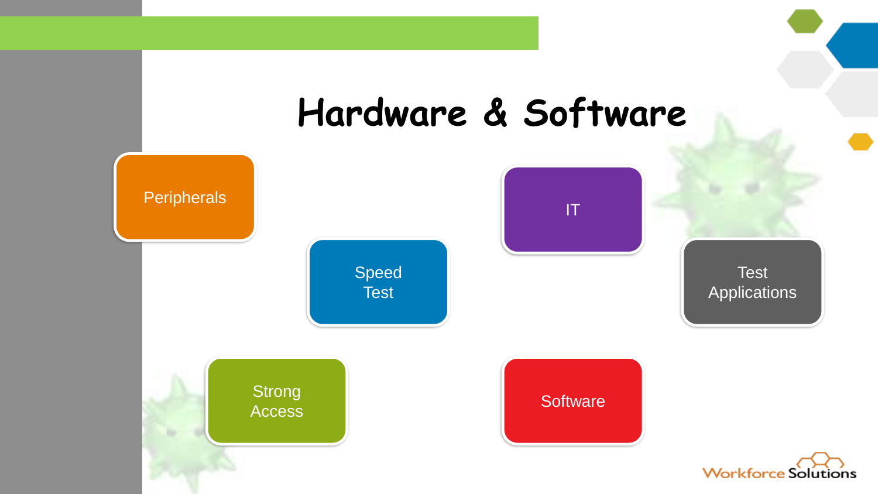# Hardware & Software

- Peripherals
- Speed Test
- IT
- Test Applications
- Strong Access
- Software

Workforce Solutions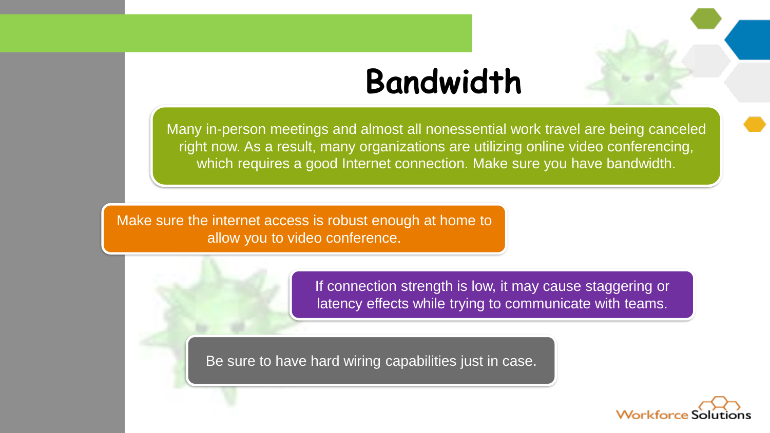# Bandwidth

Many in-person meetings and almost all nonessential work travel are being canceled right now. As a result, many organizations are utilizing online video conferencing, which requires a good Internet connection. Make sure you have bandwidth.

Make sure the internet access is robust enough at home to allow you to video conference.

If connection strength is low, it may cause staggering or latency effects while trying to communicate with teams.

Be sure to have hard wiring capabilities just in case.

Workforce Solutions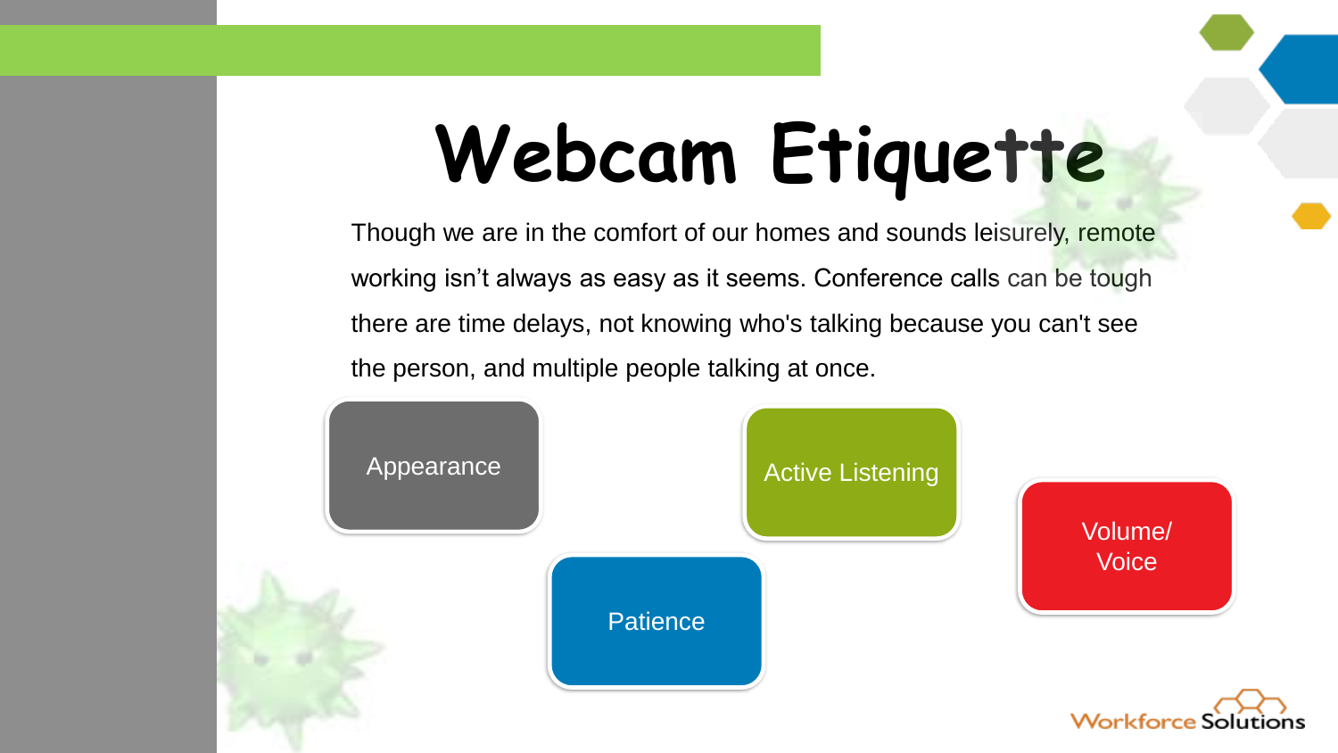# Webcam Etiquette

Though we are in the comfort of our homes and sounds leisurely, remote working isn't always as easy as it seems. Conference calls can be tough there are time delays, not knowing who's talking because you can't see the person, and multiple people talking at once.

- Appearance
- Active Listening
- Volume/ Voice
- Patience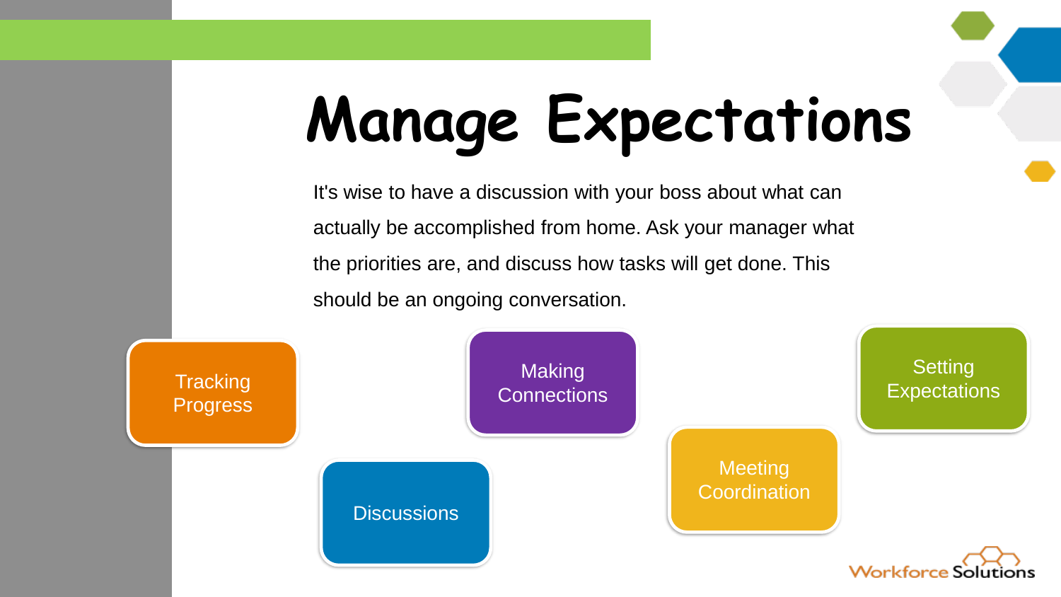# Manage Expectations

It's wise to have a discussion with your boss about what can actually be accomplished from home. Ask your manager what the priorities are, and discuss how tasks will get done. This should be an ongoing conversation.

- Tracking Progress
- Discussions
- Making Connections
- Meeting Coordination
- Setting Expectations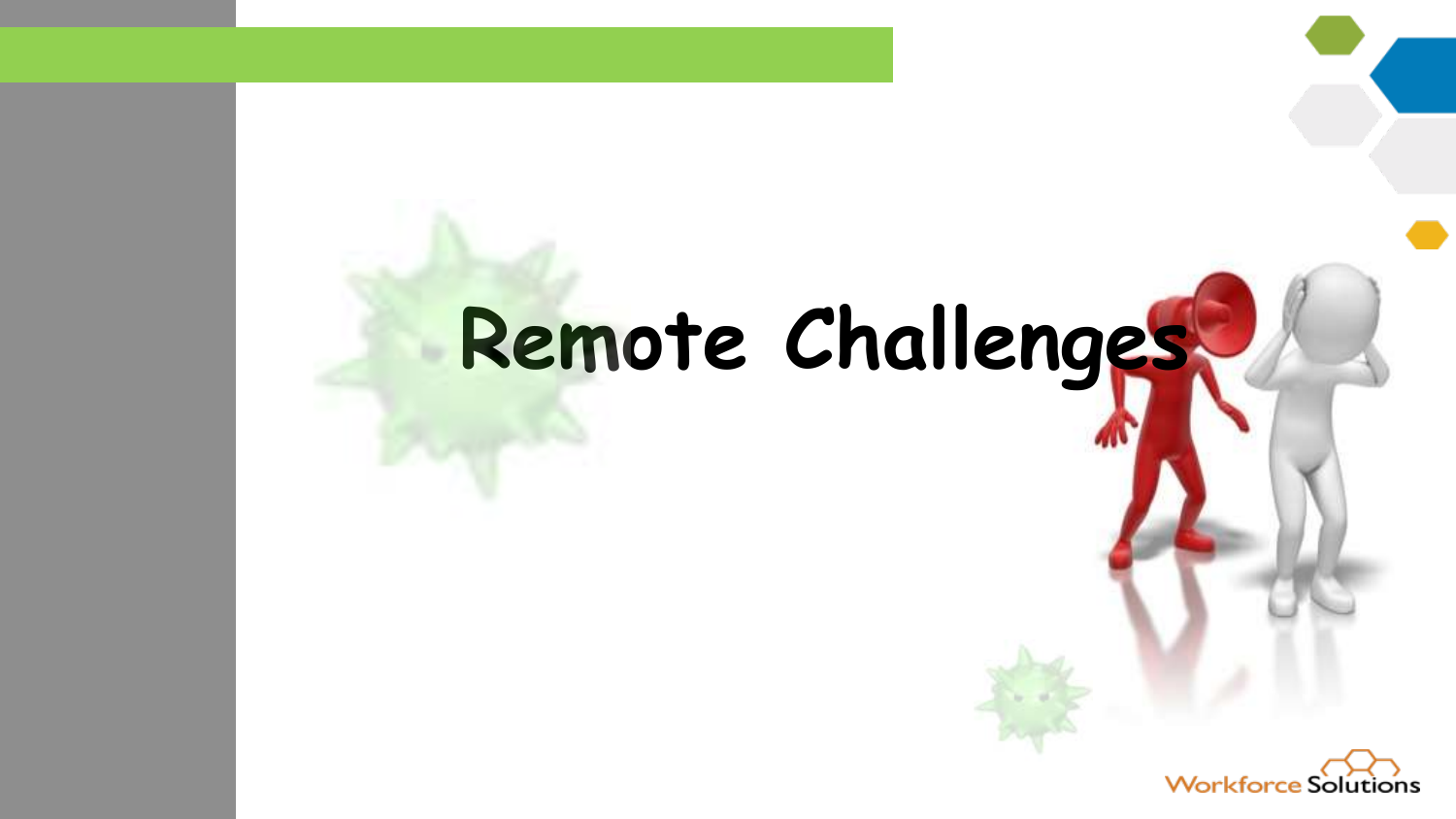# Remote Challenges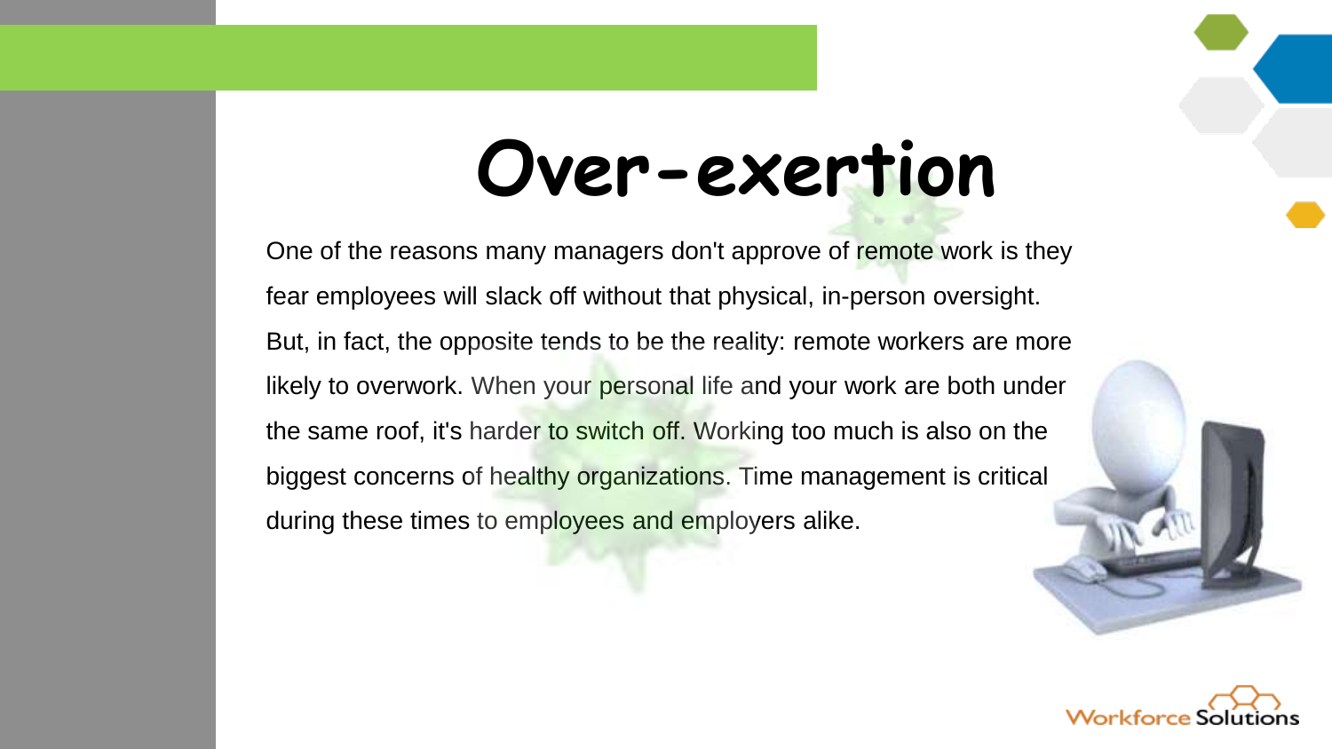# Over-exertion

One of the reasons many managers don't approve of remote work is they fear employees will slack off without that physical, in-person oversight. But, in fact, the opposite tends to be the reality: remote workers are more likely to overwork. When your personal life and your work are both under the same roof, it's harder to switch off. Working too much is also on the biggest concerns of healthy organizations. Time management is critical during these times to employees and employers alike.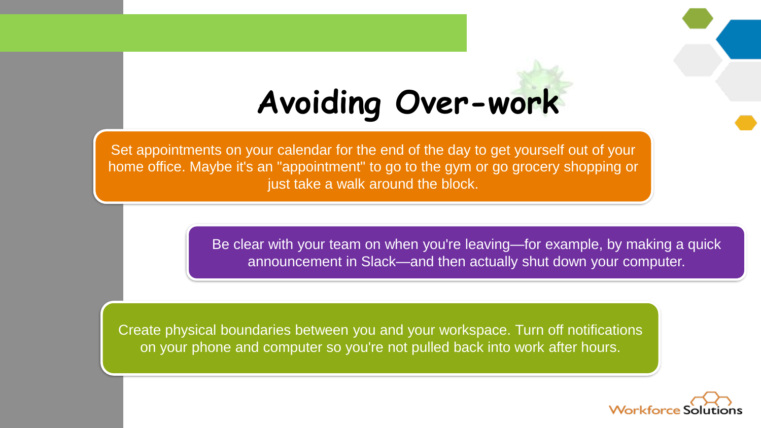# Avoiding Over-work

Set appointments on your calendar for the end of the day to get yourself out of your home office. Maybe it's an "appointment" to go to the gym or go grocery shopping or just take a walk around the block.

Be clear with your team on when you're leaving—for example, by making a quick announcement in Slack—and then actually shut down your computer.

Create physical boundaries between you and your workspace. Turn off notifications on your phone and computer so you're not pulled back into work after hours.

Workforce Solutions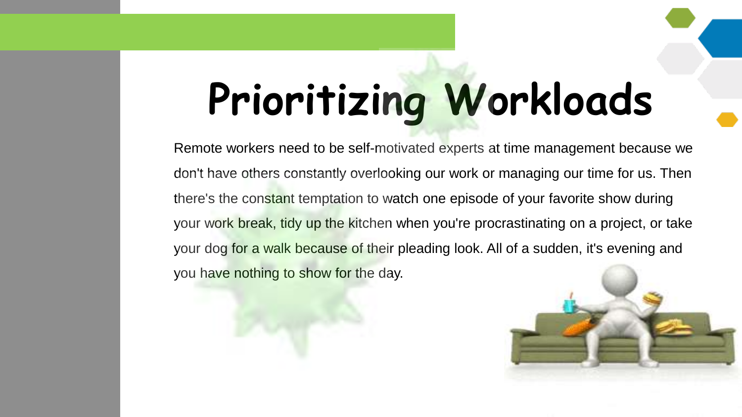# Prioritizing Workloads

Remote workers need to be self-motivated experts at time management because we don't have others constantly overlooking our work or managing our time for us. Then there's the constant temptation to watch one episode of your favorite show during your work break, tidy up the kitchen when you're procrastinating on a project, or take your dog for a walk because of their pleading look. All of a sudden, it's evening and you have nothing to show for the day.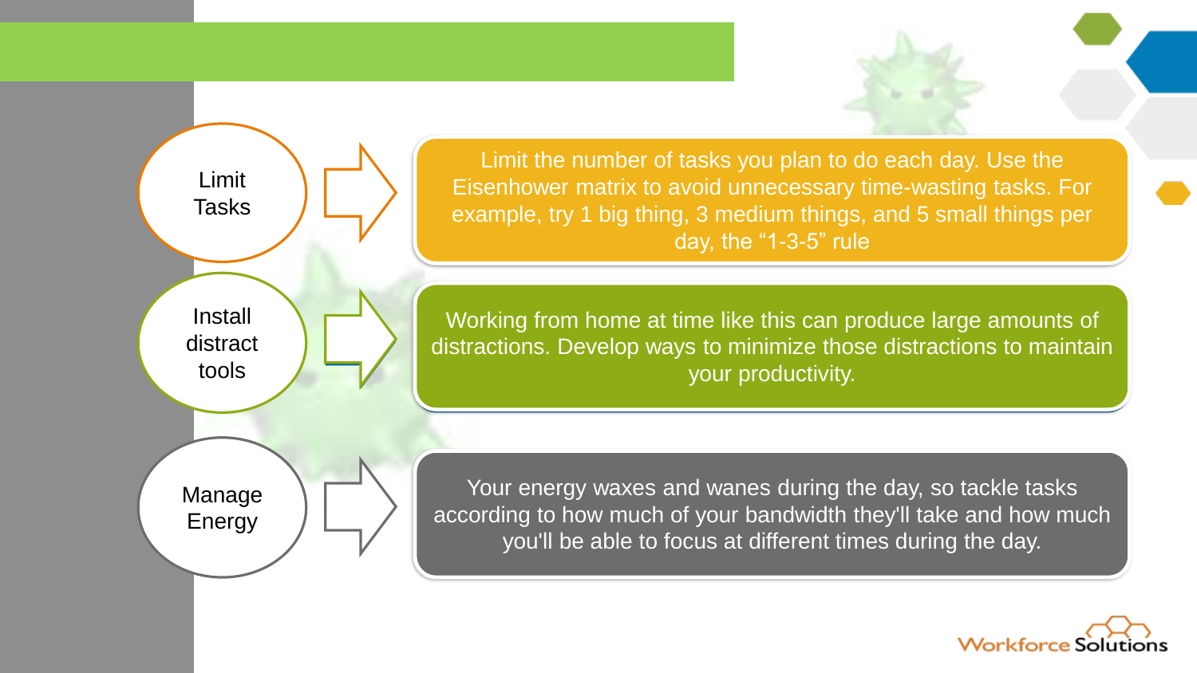**Limit Tasks**

Limit the number of tasks you plan to do each day. Use the Eisenhower matrix to avoid unnecessary time-wasting tasks. For example, try 1 big thing, 3 medium things, and 5 small things per day, the "1-3-5" rule

**Install distract tools**

Working from home at time like this can produce large amounts of distractions. Develop ways to minimize those distractions to maintain your productivity.

**Manage Energy**

Your energy waxes and wanes during the day, so tackle tasks according to how much of your bandwidth they'll take and how much you'll be able to focus at different times during the day.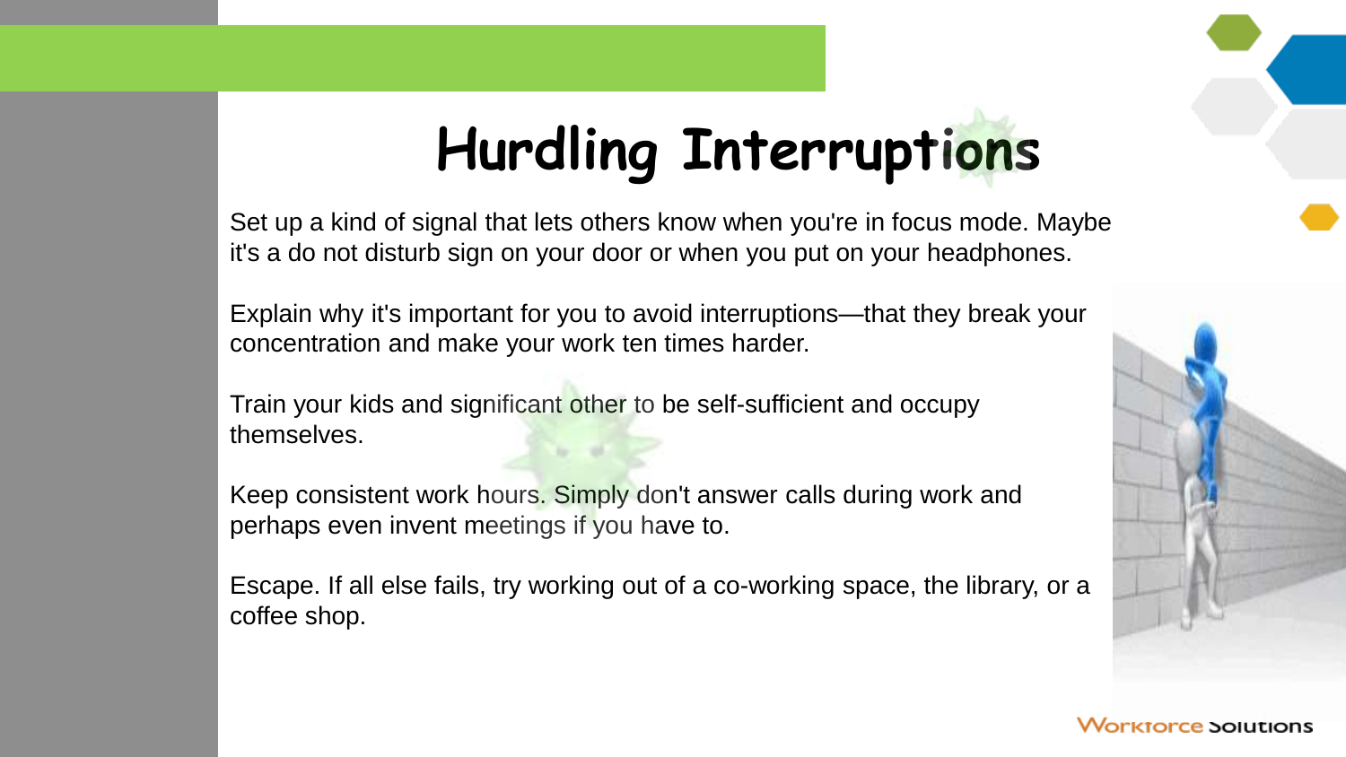# Hurdling Interruptions

Set up a kind of signal that lets others know when you're in focus mode. Maybe it's a do not disturb sign on your door or when you put on your headphones.

Explain why it's important for you to avoid interruptions—that they break your concentration and make your work ten times harder.

Train your kids and significant other to be self-sufficient and occupy themselves.

Keep consistent work hours. Simply don't answer calls during work and perhaps even invent meetings if you have to.

Escape. If all else fails, try working out of a co-working space, the library, or a coffee shop.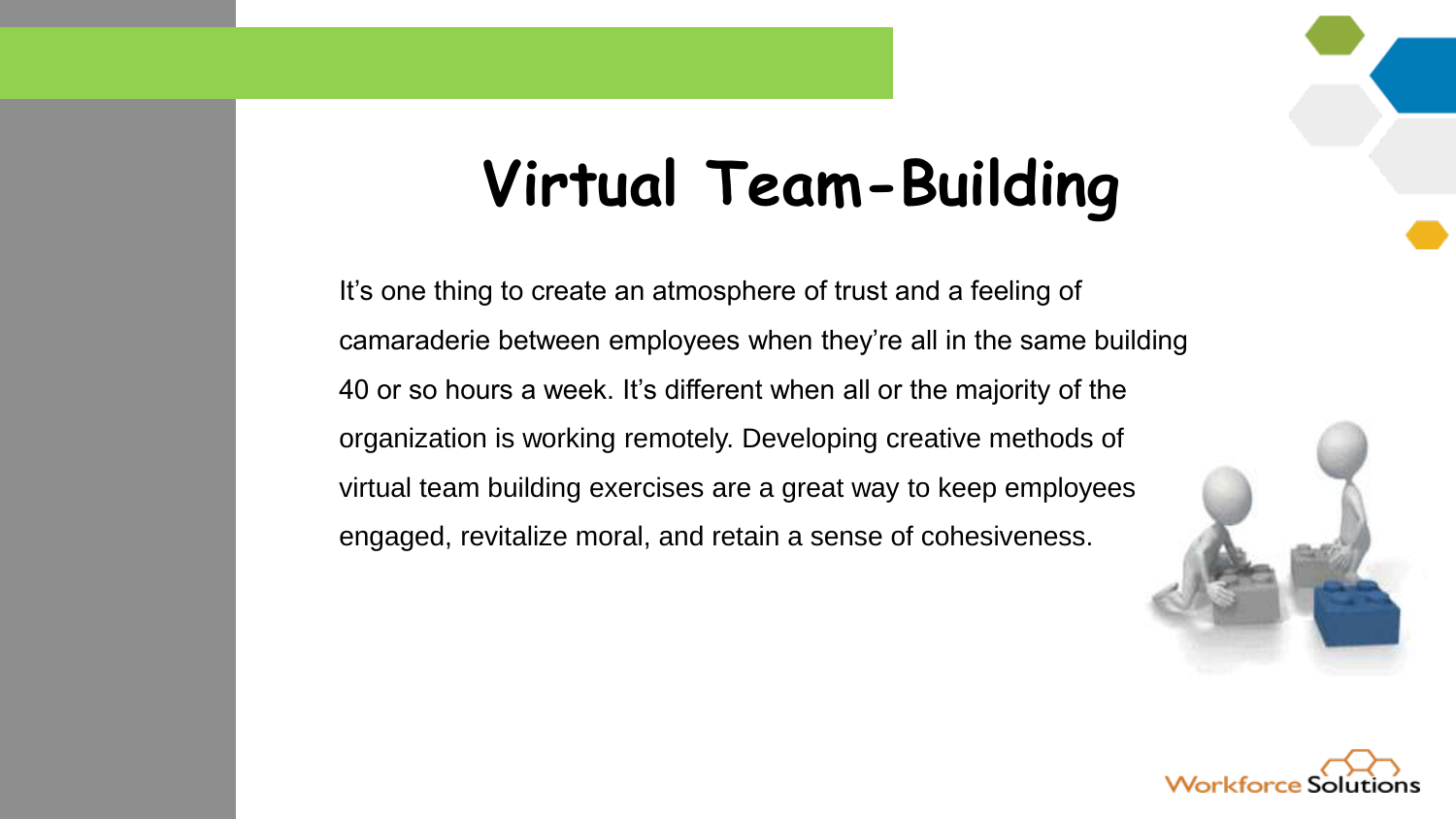# Virtual Team-Building

It's one thing to create an atmosphere of trust and a feeling of camaraderie between employees when they're all in the same building 40 or so hours a week. It's different when all or the majority of the organization is working remotely. Developing creative methods of virtual team building exercises are a great way to keep employees engaged, revitalize moral, and retain a sense of cohesiveness.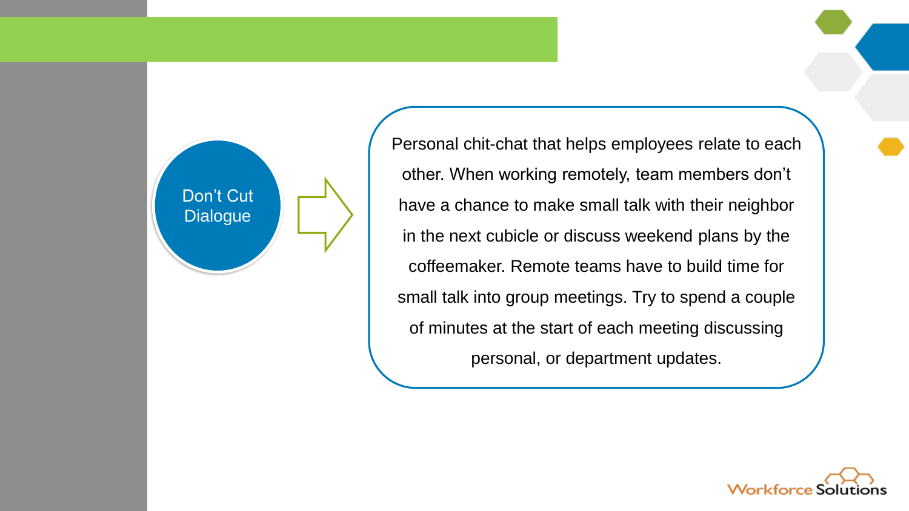## Don't Cut Dialogue

Personal chit-chat that helps employees relate to each other. When working remotely, team members don't have a chance to make small talk with their neighbor in the next cubicle or discuss weekend plans by the coffeemaker. Remote teams have to build time for small talk into group meetings. Try to spend a couple of minutes at the start of each meeting discussing personal, or department updates.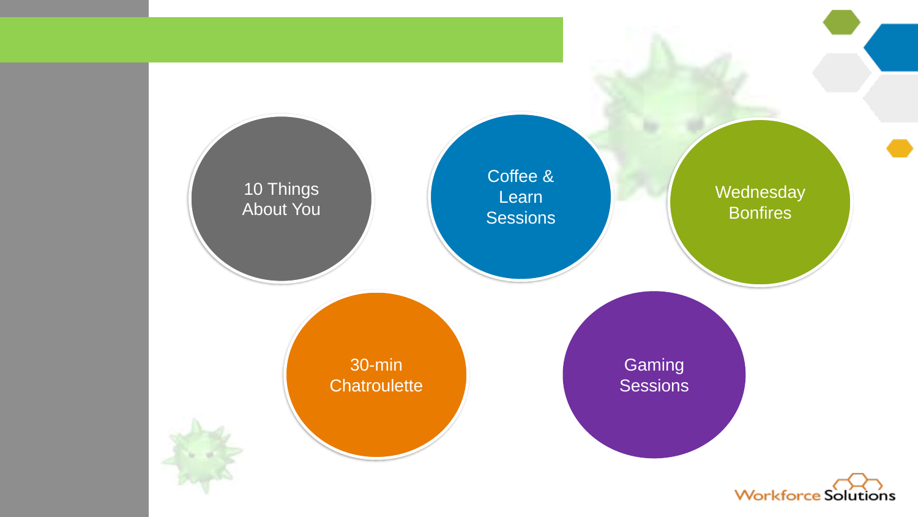10 Things About You

Coffee & Learn Sessions

Wednesday Bonfires

30-min Chatroulette

Gaming Sessions